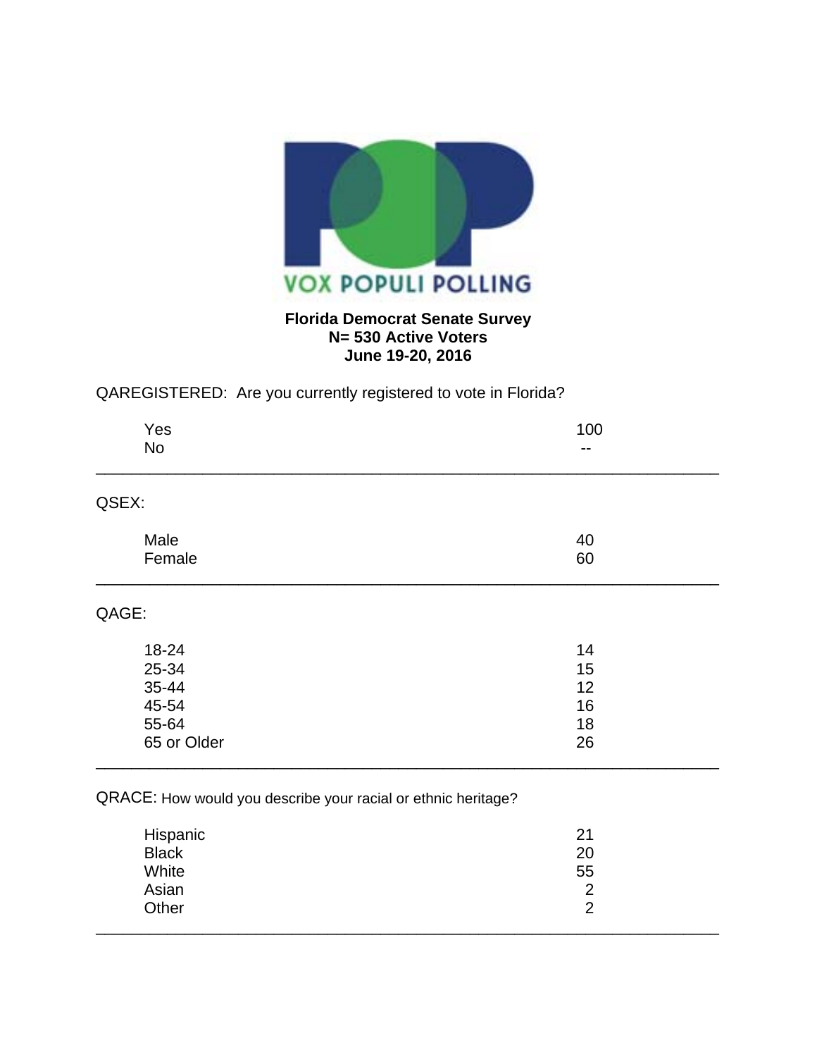VOX POPULI POLLING

**Florida Democrat Senate Survey**
**N= 530 Active Voters**
**June 19-20, 2016**

QAREGISTERED: Are you currently registered to vote in Florida?

| | |
|---|---|
| Yes | 100 |
| No | -- |

QSEX:

| | |
|---|---|
| Male | 40 |
| Female | 60 |

QAGE:

| | |
|---|---|
| 18-24 | 14 |
| 25-34 | 15 |
| 35-44 | 12 |
| 45-54 | 16 |
| 55-64 | 18 |
| 65 or Older | 26 |

QRACE: How would you describe your racial or ethnic heritage?

| | |
|---|---|
| Hispanic | 21 |
| Black | 20 |
| White | 55 |
| Asian | 2 |
| Other | 2 |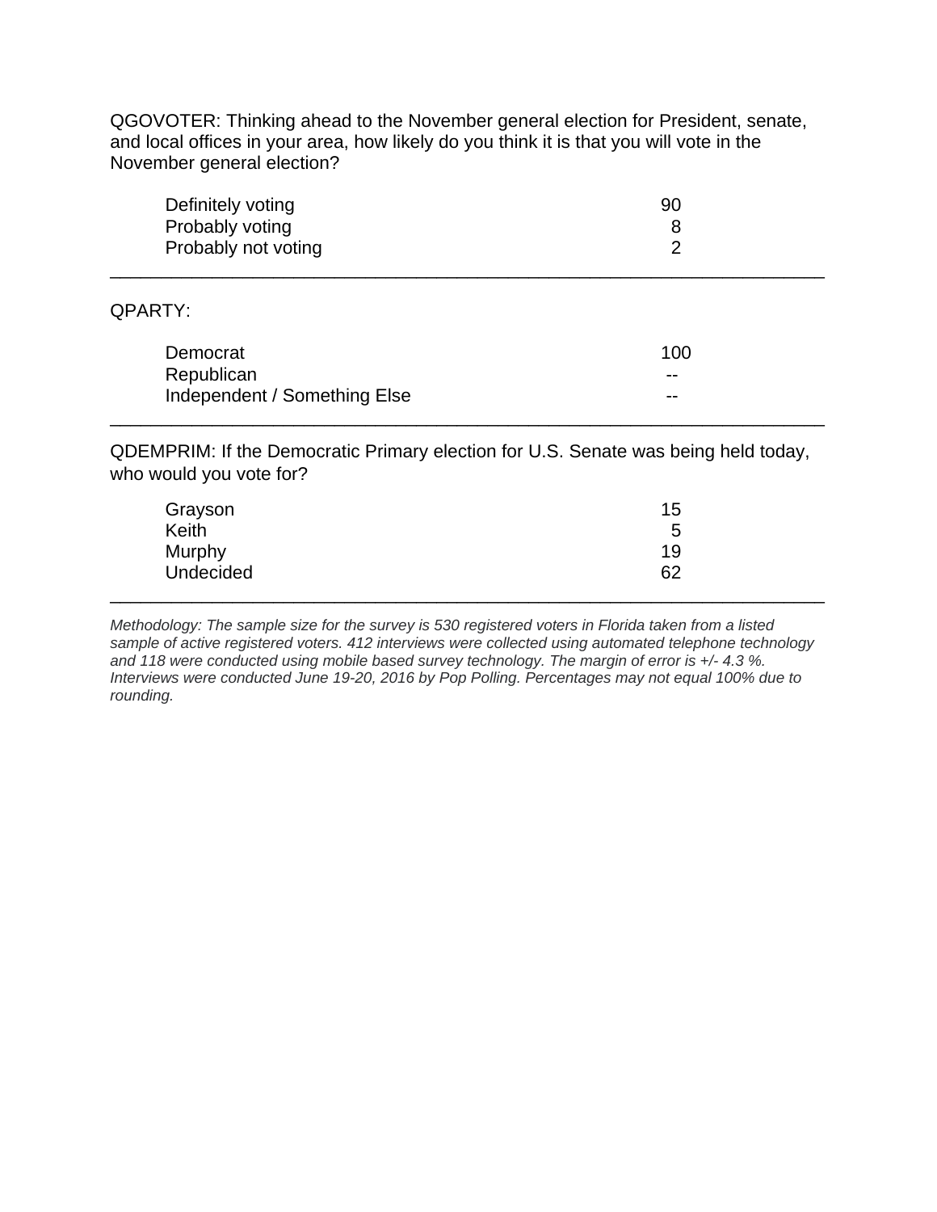QGOVOTER: Thinking ahead to the November general election for President, senate, and local offices in your area, how likely do you think it is that you will vote in the November general election?

| | |
|---|---|
| Definitely voting | 90 |
| Probably voting | 8 |
| Probably not voting | 2 |

---

QPARTY:

| | |
|---|---|
| Democrat | 100 |
| Republican | -- |
| Independent / Something Else | -- |

---

QDEMPRIM: If the Democratic Primary election for U.S. Senate was being held today, who would you vote for?

| | |
|---|---|
| Grayson | 15 |
| Keith | 5 |
| Murphy | 19 |
| Undecided | 62 |

---

*Methodology: The sample size for the survey is 530 registered voters in Florida taken from a listed sample of active registered voters. 412 interviews were collected using automated telephone technology and 118 were conducted using mobile based survey technology. The margin of error is +/- 4.3 %. Interviews were conducted June 19-20, 2016 by Pop Polling. Percentages may not equal 100% due to rounding.*